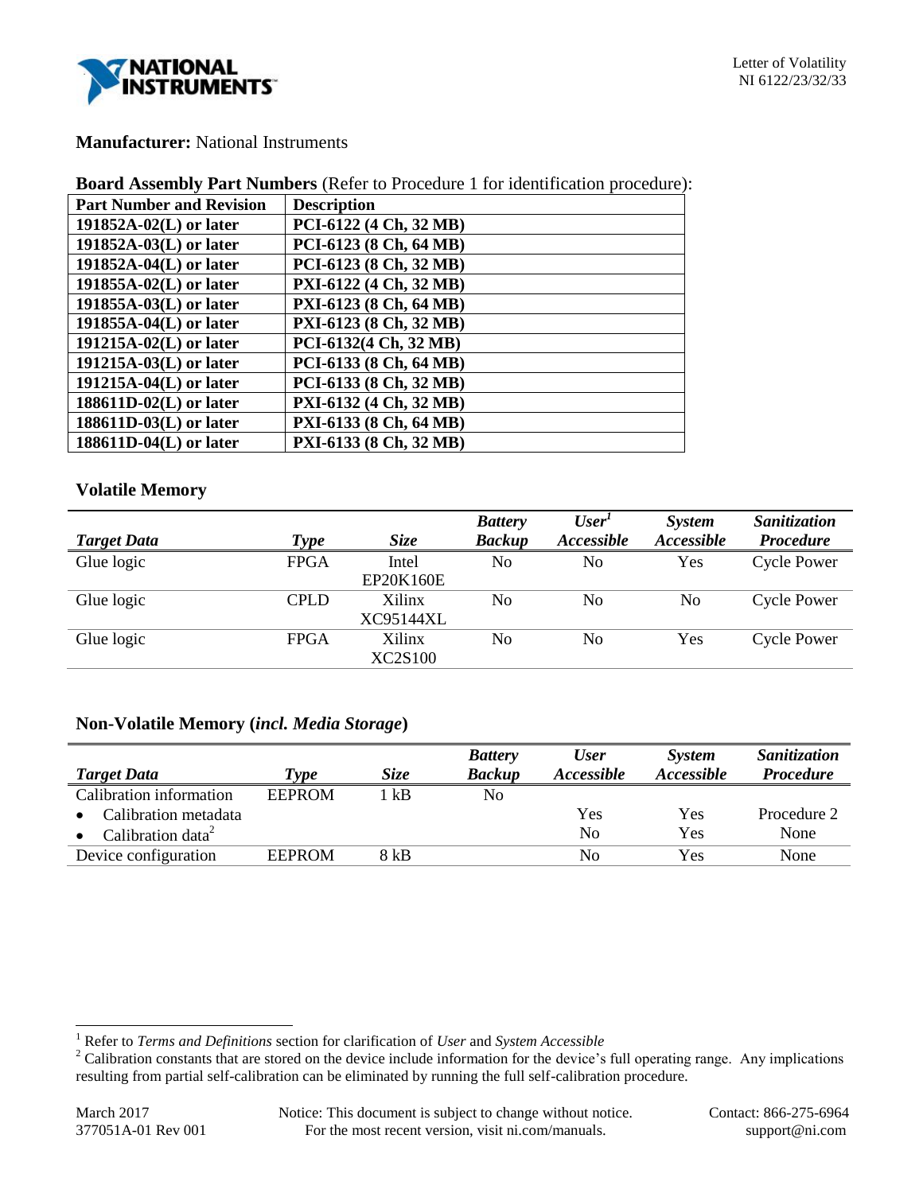**Manufacturer:** National Instruments

**Board Assembly Part Numbers** (Refer to Procedure 1 for identification procedure):

| Part Number and Revision | Description |
|---|---|
| 191852A-02(L) or later | PCI-6122 (4 Ch, 32 MB) |
| 191852A-03(L) or later | PCI-6123 (8 Ch, 64 MB) |
| 191852A-04(L) or later | PCI-6123 (8 Ch, 32 MB) |
| 191855A-02(L) or later | PXI-6122 (4 Ch, 32 MB) |
| 191855A-03(L) or later | PXI-6123 (8 Ch, 64 MB) |
| 191855A-04(L) or later | PXI-6123 (8 Ch, 32 MB) |
| 191215A-02(L) or later | PCI-6132(4 Ch, 32 MB) |
| 191215A-03(L) or later | PCI-6133 (8 Ch, 64 MB) |
| 191215A-04(L) or later | PCI-6133 (8 Ch, 32 MB) |
| 188611D-02(L) or later | PXI-6132 (4 Ch, 32 MB) |
| 188611D-03(L) or later | PXI-6133 (8 Ch, 64 MB) |
| 188611D-04(L) or later | PXI-6133 (8 Ch, 32 MB) |

## Volatile Memory

| *Target Data* | *Type* | *Size* | *Battery Backup* | *User[1] Accessible* | *System Accessible* | *Sanitization Procedure* |
|---|---|---|---|---|---|---|
| Glue logic | FPGA | Intel EP20K160E | No | No | Yes | Cycle Power |
| Glue logic | CPLD | Xilinx XC95144XL | No | No | No | Cycle Power |
| Glue logic | FPGA | Xilinx XC2S100 | No | No | Yes | Cycle Power |

## Non-Volatile Memory (*incl. Media Storage*)

| *Target Data* | *Type* | *Size* | *Battery Backup* | *User Accessible* | *System Accessible* | *Sanitization Procedure* |
|---|---|---|---|---|---|---|
| Calibration information | EEPROM | 1 kB | No | | | |
| • Calibration metadata | | | | Yes | Yes | Procedure 2 |
| • Calibration data[2] | | | | No | Yes | None |
| Device configuration | EEPROM | 8 kB | | No | Yes | None |

[1] Refer to *Terms and Definitions* section for clarification of *User* and *System Accessible*

[2] Calibration constants that are stored on the device include information for the device's full operating range. Any implications resulting from partial self-calibration can be eliminated by running the full self-calibration procedure.

March 2017
377051A-01 Rev 001

Notice: This document is subject to change without notice. For the most recent version, visit ni.com/manuals.

Contact: 866-275-6964
support@ni.com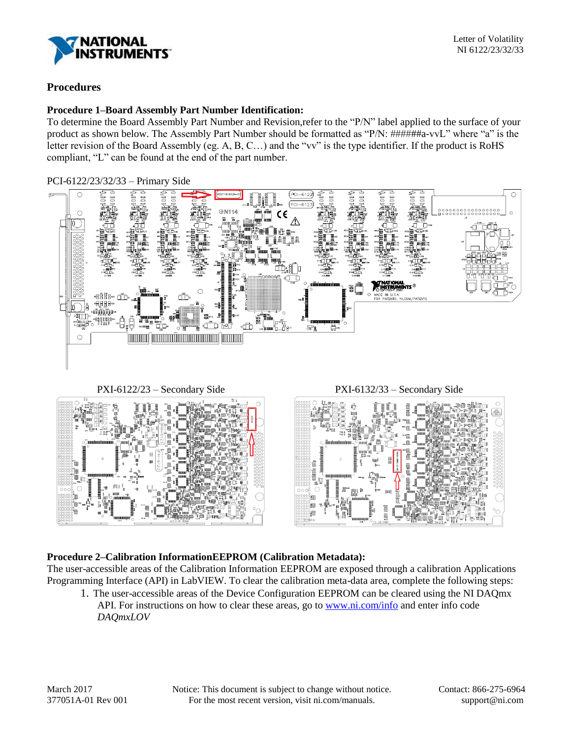## Procedures

### Procedure 1–Board Assembly Part Number Identification:

To determine the Board Assembly Part Number and Revision,refer to the "P/N" label applied to the surface of your product as shown below. The Assembly Part Number should be formatted as "P/N: ######a-vvL" where "a" is the letter revision of the Board Assembly (eg. A, B, C…) and the "vv" is the type identifier. If the product is RoHS compliant, "L" can be found at the end of the part number.

PCI-6122/23/32/33 – Primary Side

PXI-6122/23 – Secondary Side

PXI-6132/33 – Secondary Side

### Procedure 2–Calibration InformationEEPROM (Calibration Metadata):

The user-accessible areas of the Calibration Information EEPROM are exposed through a calibration Applications Programming Interface (API) in LabVIEW. To clear the calibration meta-data area, complete the following steps:

1. The user-accessible areas of the Device Configuration EEPROM can be cleared using the NI DAQmx API. For instructions on how to clear these areas, go to www.ni.com/info and enter info code *DAQmxLOV*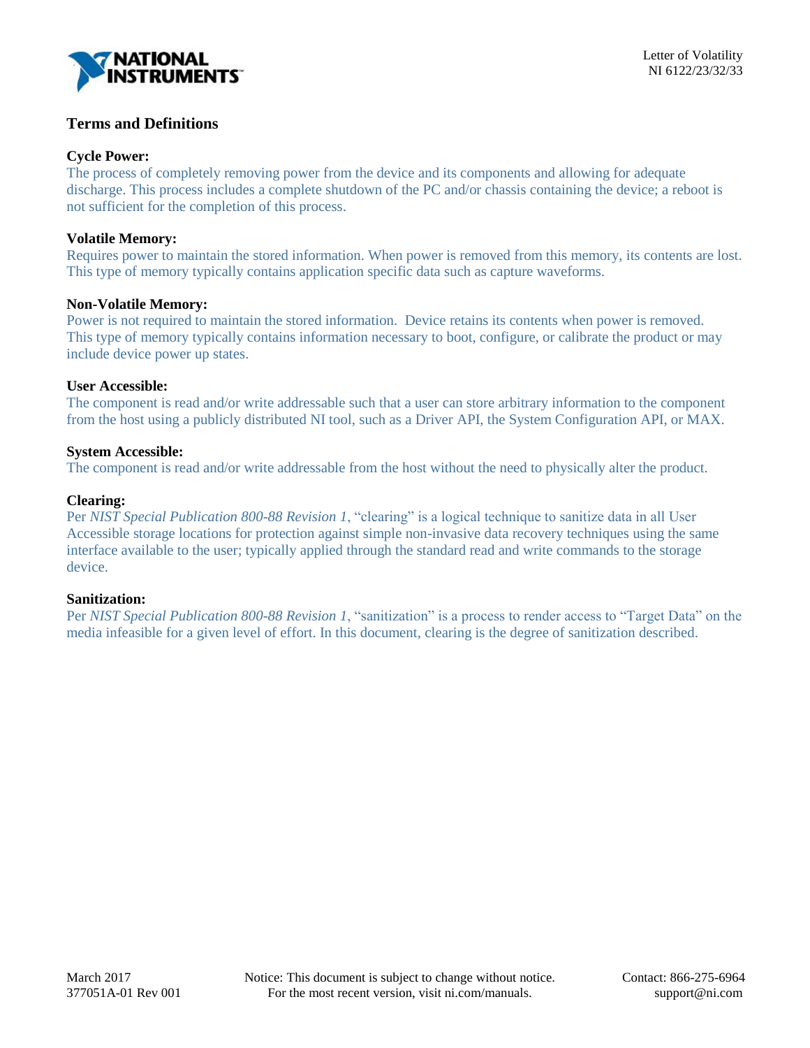## Terms and Definitions

**Cycle Power:**
The process of completely removing power from the device and its components and allowing for adequate discharge. This process includes a complete shutdown of the PC and/or chassis containing the device; a reboot is not sufficient for the completion of this process.

**Volatile Memory:**
Requires power to maintain the stored information. When power is removed from this memory, its contents are lost. This type of memory typically contains application specific data such as capture waveforms.

**Non-Volatile Memory:**
Power is not required to maintain the stored information. Device retains its contents when power is removed. This type of memory typically contains information necessary to boot, configure, or calibrate the product or may include device power up states.

**User Accessible:**
The component is read and/or write addressable such that a user can store arbitrary information to the component from the host using a publicly distributed NI tool, such as a Driver API, the System Configuration API, or MAX.

**System Accessible:**
The component is read and/or write addressable from the host without the need to physically alter the product.

**Clearing:**
Per *NIST Special Publication 800-88 Revision 1*, "clearing" is a logical technique to sanitize data in all User Accessible storage locations for protection against simple non-invasive data recovery techniques using the same interface available to the user; typically applied through the standard read and write commands to the storage device.

**Sanitization:**
Per *NIST Special Publication 800-88 Revision 1*, "sanitization" is a process to render access to "Target Data" on the media infeasible for a given level of effort. In this document, clearing is the degree of sanitization described.